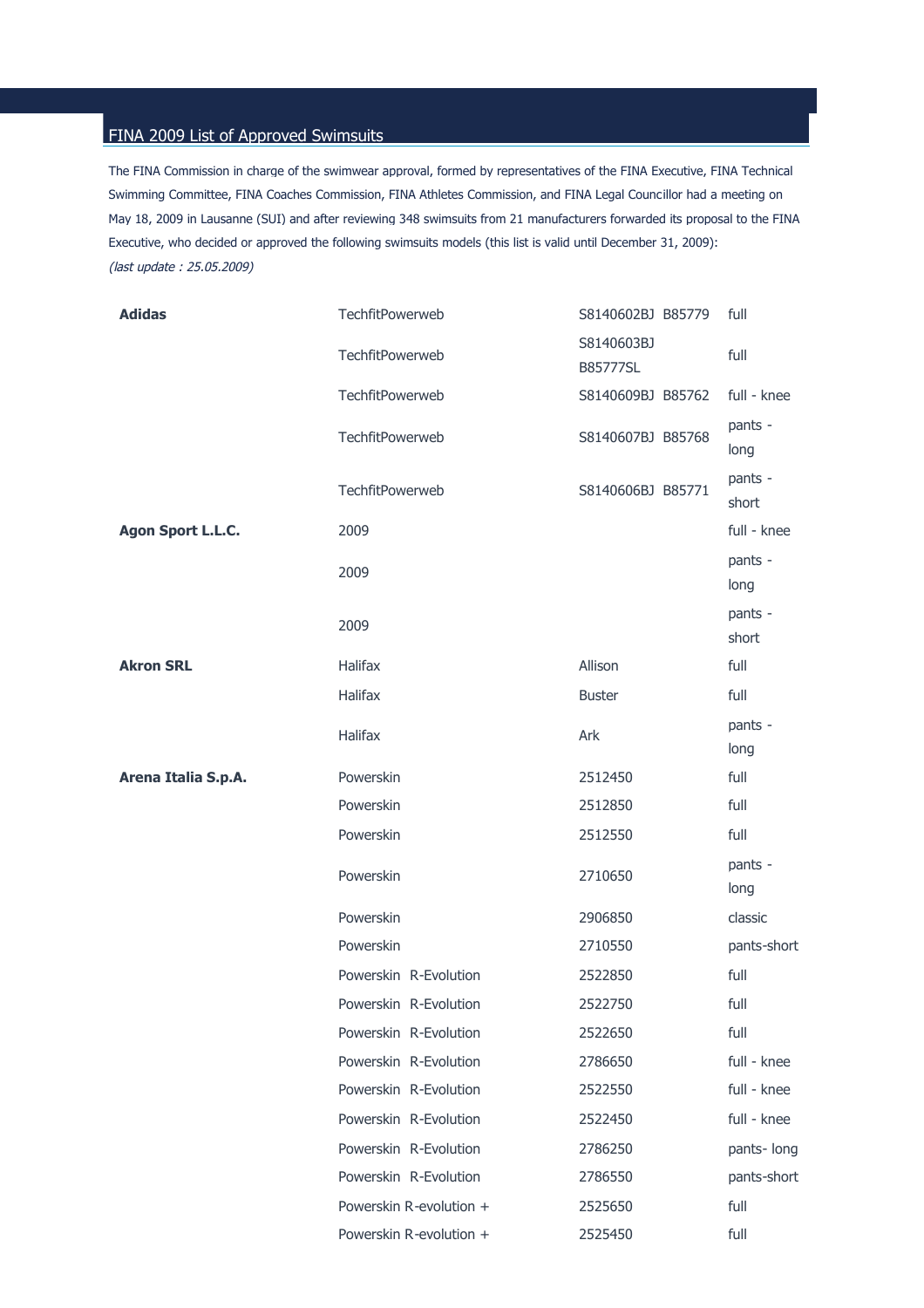# FINA 2009 List of Approved Swimsuits

The FINA Commission in charge of the swimwear approval, formed by representatives of the FINA Executive, FINA Technical Swimming Committee, FINA Coaches Commission, FINA Athletes Commission, and FINA Legal Councillor had a meeting on May 18, 2009 in Lausanne (SUI) and after reviewing 348 swimsuits from 21 manufacturers forwarded its proposal to the FINA Executive, who decided or approved the following swimsuits models (this list is valid until December 31, 2009):

*(last update : 25.05.2009)*

| | | | |
|---|---|---|---|
| **Adidas** | TechfitPowerweb | S8140602BJ B85779 | full |
| | TechfitPowerweb | S8140603BJ B85777SL | full |
| | TechfitPowerweb | S8140609BJ B85762 | full - knee |
| | TechfitPowerweb | S8140607BJ B85768 | pants - long |
| | TechfitPowerweb | S8140606BJ B85771 | pants - short |
| **Agon Sport L.L.C.** | 2009 | | full - knee |
| | 2009 | | pants - long |
| | 2009 | | pants - short |
| **Akron SRL** | Halifax | Allison | full |
| | Halifax | Buster | full |
| | Halifax | Ark | pants - long |
| **Arena Italia S.p.A.** | Powerskin | 2512450 | full |
| | Powerskin | 2512850 | full |
| | Powerskin | 2512550 | full |
| | Powerskin | 2710650 | pants - long |
| | Powerskin | 2906850 | classic |
| | Powerskin | 2710550 | pants-short |
| | Powerskin R-Evolution | 2522850 | full |
| | Powerskin R-Evolution | 2522750 | full |
| | Powerskin R-Evolution | 2522650 | full |
| | Powerskin R-Evolution | 2786650 | full - knee |
| | Powerskin R-Evolution | 2522550 | full - knee |
| | Powerskin R-Evolution | 2522450 | full - knee |
| | Powerskin R-Evolution | 2786250 | pants- long |
| | Powerskin R-Evolution | 2786550 | pants-short |
| | Powerskin R-evolution + | 2525650 | full |
| | Powerskin R-evolution + | 2525450 | full |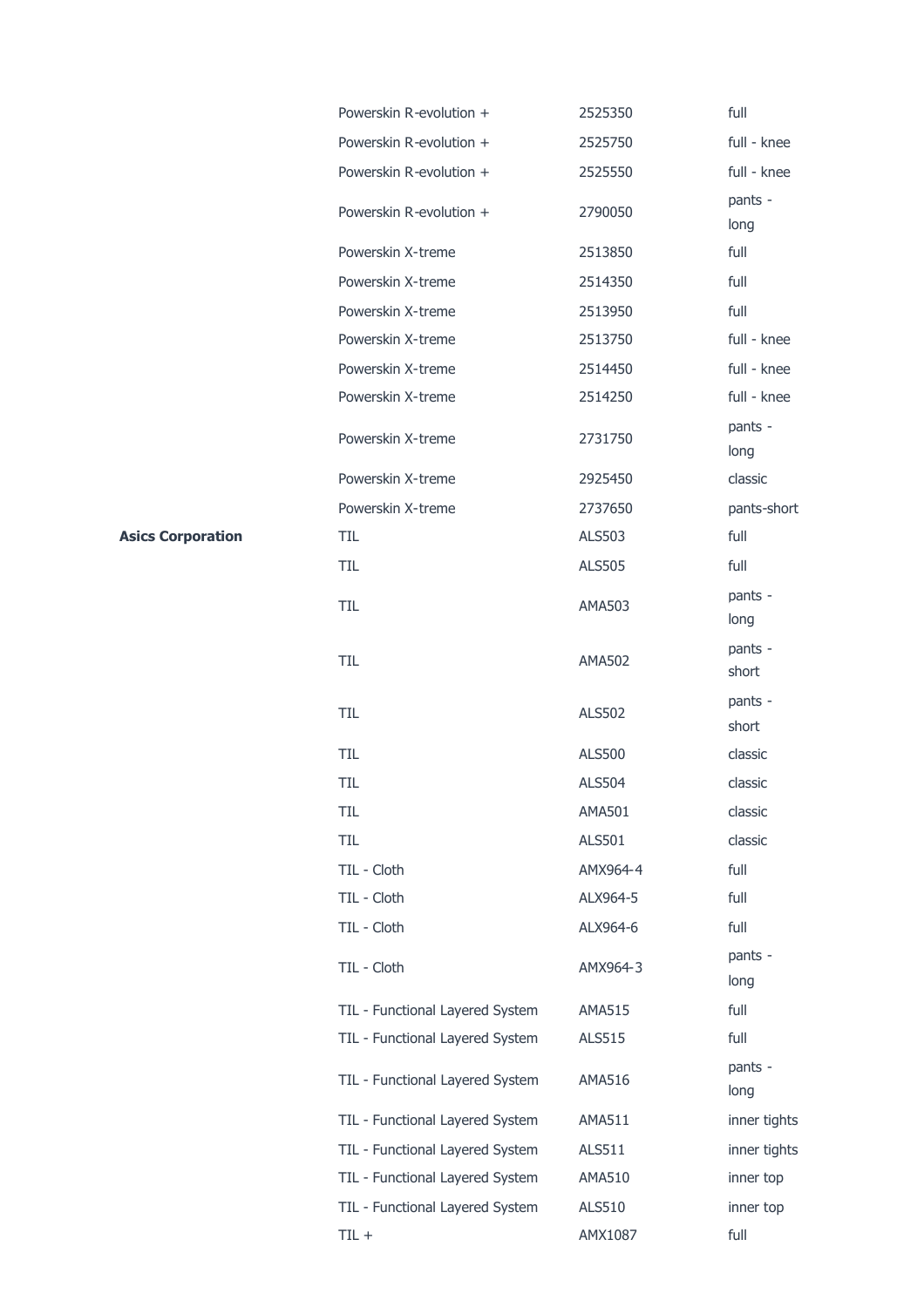| | | | |
|---|---|---|---|
| | Powerskin R-evolution + | 2525350 | full |
| | Powerskin R-evolution + | 2525750 | full - knee |
| | Powerskin R-evolution + | 2525550 | full - knee |
| | Powerskin R-evolution + | 2790050 | pants - long |
| | Powerskin X-treme | 2513850 | full |
| | Powerskin X-treme | 2514350 | full |
| | Powerskin X-treme | 2513950 | full |
| | Powerskin X-treme | 2513750 | full - knee |
| | Powerskin X-treme | 2514450 | full - knee |
| | Powerskin X-treme | 2514250 | full - knee |
| | Powerskin X-treme | 2731750 | pants - long |
| | Powerskin X-treme | 2925450 | classic |
| | Powerskin X-treme | 2737650 | pants-short |
| **Asics Corporation** | TIL | ALS503 | full |
| | TIL | ALS505 | full |
| | TIL | AMA503 | pants - long |
| | TIL | AMA502 | pants - short |
| | TIL | ALS502 | pants - short |
| | TIL | ALS500 | classic |
| | TIL | ALS504 | classic |
| | TIL | AMA501 | classic |
| | TIL | ALS501 | classic |
| | TIL - Cloth | AMX964-4 | full |
| | TIL - Cloth | ALX964-5 | full |
| | TIL - Cloth | ALX964-6 | full |
| | TIL - Cloth | AMX964-3 | pants - long |
| | TIL - Functional Layered System | AMA515 | full |
| | TIL - Functional Layered System | ALS515 | full |
| | TIL - Functional Layered System | AMA516 | pants - long |
| | TIL - Functional Layered System | AMA511 | inner tights |
| | TIL - Functional Layered System | ALS511 | inner tights |
| | TIL - Functional Layered System | AMA510 | inner top |
| | TIL - Functional Layered System | ALS510 | inner top |
| | TIL + | AMX1087 | full |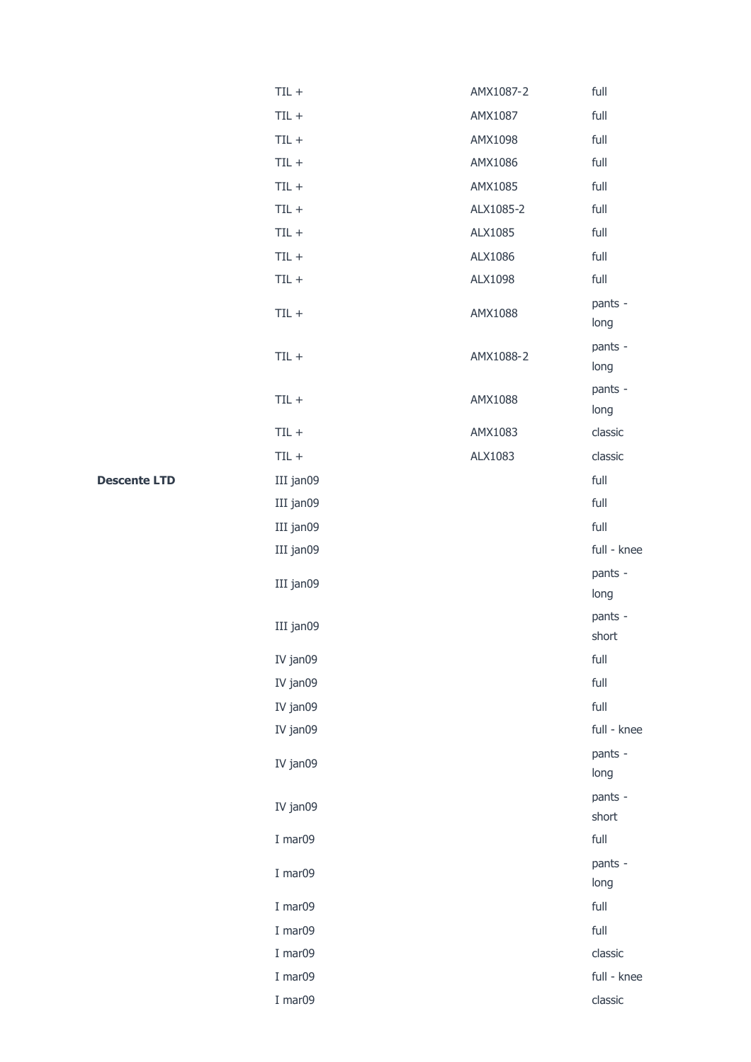| | | | |
|---|---|---|---|
| | TIL + | AMX1087-2 | full |
| | TIL + | AMX1087 | full |
| | TIL + | AMX1098 | full |
| | TIL + | AMX1086 | full |
| | TIL + | AMX1085 | full |
| | TIL + | ALX1085-2 | full |
| | TIL + | ALX1085 | full |
| | TIL + | ALX1086 | full |
| | TIL + | ALX1098 | full |
| | TIL + | AMX1088 | pants - long |
| | TIL + | AMX1088-2 | pants - long |
| | TIL + | AMX1088 | pants - long |
| | TIL + | AMX1083 | classic |
| | TIL + | ALX1083 | classic |
| **Descente LTD** | III jan09 | | full |
| | III jan09 | | full |
| | III jan09 | | full |
| | III jan09 | | full - knee |
| | III jan09 | | pants - long |
| | III jan09 | | pants - short |
| | IV jan09 | | full |
| | IV jan09 | | full |
| | IV jan09 | | full |
| | IV jan09 | | full - knee |
| | IV jan09 | | pants - long |
| | IV jan09 | | pants - short |
| | I mar09 | | full |
| | I mar09 | | pants - long |
| | I mar09 | | full |
| | I mar09 | | full |
| | I mar09 | | classic |
| | I mar09 | | full - knee |
| | I mar09 | | classic |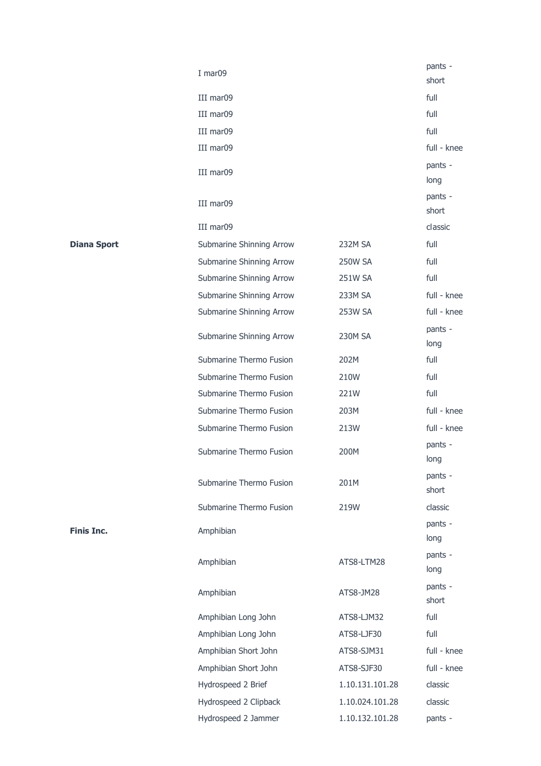| | | | |
|---|---|---|---|
| | I mar09 | | pants - short |
| | III mar09 | | full |
| | III mar09 | | full |
| | III mar09 | | full |
| | III mar09 | | full - knee |
| | III mar09 | | pants - long |
| | III mar09 | | pants - short |
| | III mar09 | | classic |
| **Diana Sport** | Submarine Shinning Arrow | 232M SA | full |
| | Submarine Shinning Arrow | 250W SA | full |
| | Submarine Shinning Arrow | 251W SA | full |
| | Submarine Shinning Arrow | 233M SA | full - knee |
| | Submarine Shinning Arrow | 253W SA | full - knee |
| | Submarine Shinning Arrow | 230M SA | pants - long |
| | Submarine Thermo Fusion | 202M | full |
| | Submarine Thermo Fusion | 210W | full |
| | Submarine Thermo Fusion | 221W | full |
| | Submarine Thermo Fusion | 203M | full - knee |
| | Submarine Thermo Fusion | 213W | full - knee |
| | Submarine Thermo Fusion | 200M | pants - long |
| | Submarine Thermo Fusion | 201M | pants - short |
| | Submarine Thermo Fusion | 219W | classic |
| **Finis Inc.** | Amphibian | | pants - long |
| | Amphibian | ATS8-LTM28 | pants - long |
| | Amphibian | ATS8-JM28 | pants - short |
| | Amphibian Long John | ATS8-LJM32 | full |
| | Amphibian Long John | ATS8-LJF30 | full |
| | Amphibian Short John | ATS8-SJM31 | full - knee |
| | Amphibian Short John | ATS8-SJF30 | full - knee |
| | Hydrospeed 2 Brief | 1.10.131.101.28 | classic |
| | Hydrospeed 2 Clipback | 1.10.024.101.28 | classic |
| | Hydrospeed 2 Jammer | 1.10.132.101.28 | pants - |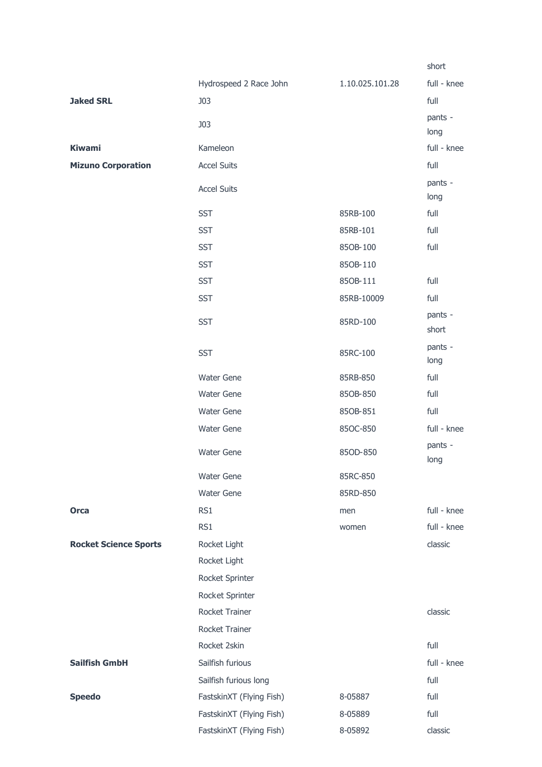| | | | |
|---|---|---|---|
| | | | short |
| | Hydrospeed 2 Race John | 1.10.025.101.28 | full - knee |
| **Jaked SRL** | J03 | | full |
| | J03 | | pants - long |
| **Kiwami** | Kameleon | | full - knee |
| **Mizuno Corporation** | Accel Suits | | full |
| | Accel Suits | | pants - long |
| | SST | 85RB-100 | full |
| | SST | 85RB-101 | full |
| | SST | 85OB-100 | full |
| | SST | 85OB-110 | |
| | SST | 85OB-111 | full |
| | SST | 85RB-10009 | full |
| | SST | 85RD-100 | pants - short |
| | SST | 85RC-100 | pants - long |
| | Water Gene | 85RB-850 | full |
| | Water Gene | 85OB-850 | full |
| | Water Gene | 85OB-851 | full |
| | Water Gene | 85OC-850 | full - knee |
| | Water Gene | 85OD-850 | pants - long |
| | Water Gene | 85RC-850 | |
| | Water Gene | 85RD-850 | |
| **Orca** | RS1 | men | full - knee |
| | RS1 | women | full - knee |
| **Rocket Science Sports** | Rocket Light | | classic |
| | Rocket Light | | |
| | Rocket Sprinter | | |
| | Rocket Sprinter | | |
| | Rocket Trainer | | classic |
| | Rocket Trainer | | |
| | Rocket 2skin | | full |
| **Sailfish GmbH** | Sailfish furious | | full - knee |
| | Sailfish furious long | | full |
| **Speedo** | FastskinXT (Flying Fish) | 8-05887 | full |
| | FastskinXT (Flying Fish) | 8-05889 | full |
| | FastskinXT (Flying Fish) | 8-05892 | classic |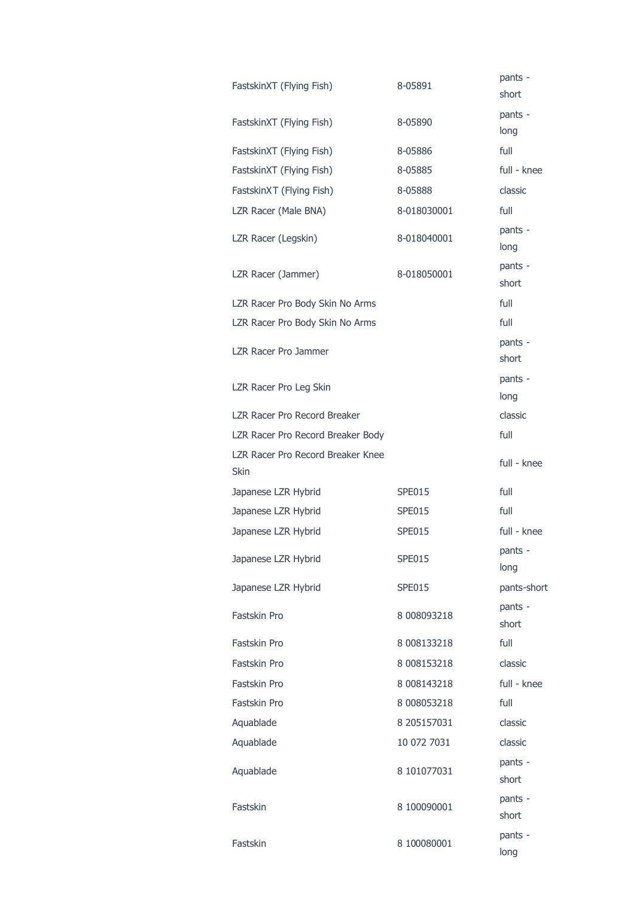| | | |
|---|---|---|
| FastskinXT (Flying Fish) | 8-05891 | pants - short |
| FastskinXT (Flying Fish) | 8-05890 | pants - long |
| FastskinXT (Flying Fish) | 8-05886 | full |
| FastskinXT (Flying Fish) | 8-05885 | full - knee |
| FastskinXT (Flying Fish) | 8-05888 | classic |
| LZR Racer (Male BNA) | 8-018030001 | full |
| LZR Racer (Legskin) | 8-018040001 | pants - long |
| LZR Racer (Jammer) | 8-018050001 | pants - short |
| LZR Racer Pro Body Skin No Arms | | full |
| LZR Racer Pro Body Skin No Arms | | full |
| LZR Racer Pro Jammer | | pants - short |
| LZR Racer Pro Leg Skin | | pants - long |
| LZR Racer Pro Record Breaker | | classic |
| LZR Racer Pro Record Breaker Body | | full |
| LZR Racer Pro Record Breaker Knee Skin | | full - knee |
| Japanese LZR Hybrid | SPE015 | full |
| Japanese LZR Hybrid | SPE015 | full |
| Japanese LZR Hybrid | SPE015 | full - knee |
| Japanese LZR Hybrid | SPE015 | pants - long |
| Japanese LZR Hybrid | SPE015 | pants-short |
| Fastskin Pro | 8 008093218 | pants - short |
| Fastskin Pro | 8 008133218 | full |
| Fastskin Pro | 8 008153218 | classic |
| Fastskin Pro | 8 008143218 | full - knee |
| Fastskin Pro | 8 008053218 | full |
| Aquablade | 8 205157031 | classic |
| Aquablade | 10 072 7031 | classic |
| Aquablade | 8 101077031 | pants - short |
| Fastskin | 8 100090001 | pants - short |
| Fastskin | 8 100080001 | pants - long |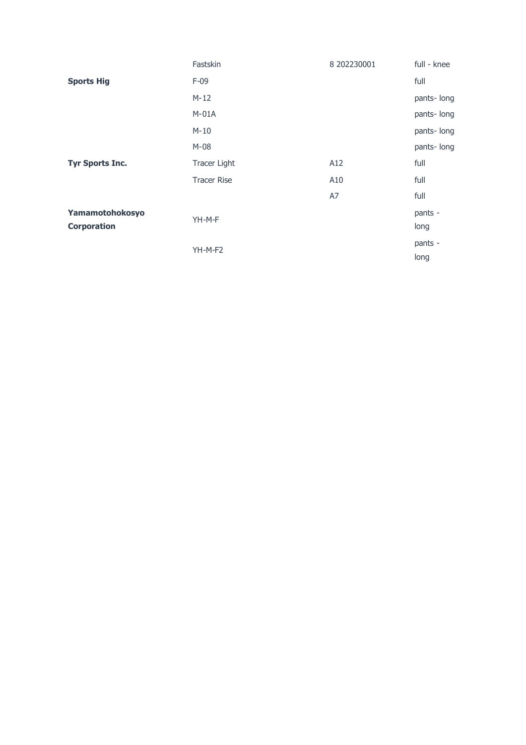| | | | |
|---|---|---|---|
| | Fastskin | 8 202230001 | full - knee |
| **Sports Hig** | F-09 | | full |
| | M-12 | | pants- long |
| | M-01A | | pants- long |
| | M-10 | | pants- long |
| | M-08 | | pants- long |
| **Tyr Sports Inc.** | Tracer Light | A12 | full |
| | Tracer Rise | A10 | full |
| | | A7 | full |
| **Yamamotohokosyo Corporation** | YH-M-F | | pants - long |
| | YH-M-F2 | | pants - long |